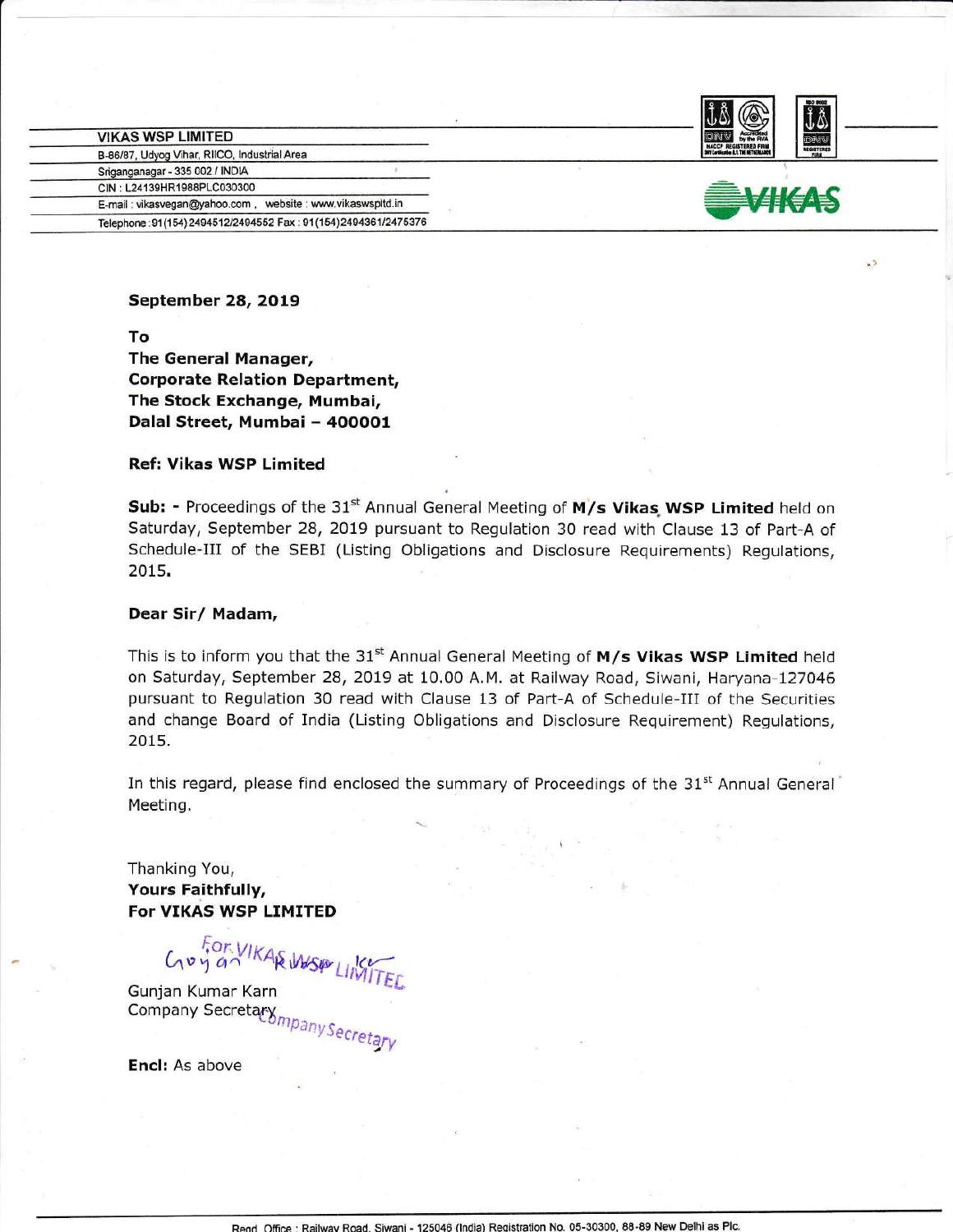**VIKAS WSP LIMITED**

B-86/87, Udyog Vihar, RIICO, Industrial Area
Sriganganagar - 335 002 / INDIA
CIN : L24139HR1988PLC030300
E-mail : vikasvegan@yahoo.com , website : www.vikaswspltd.in
Telephone : 91(154)2494512/2494552 Fax : 91(154)2494361/2475376

**September 28, 2019**

**To**
**The General Manager,**
**Corporate Relation Department,**
**The Stock Exchange, Mumbai,**
**Dalal Street, Mumbai – 400001**

**Ref: Vikas WSP Limited**

**Sub: -** Proceedings of the 31st Annual General Meeting of **M/s Vikas WSP Limited** held on Saturday, September 28, 2019 pursuant to Regulation 30 read with Clause 13 of Part-A of Schedule-III of the SEBI (Listing Obligations and Disclosure Requirements) Regulations, 2015.

**Dear Sir/ Madam,**

This is to inform you that the 31st Annual General Meeting of **M/s Vikas WSP Limited** held on Saturday, September 28, 2019 at 10.00 A.M. at Railway Road, Siwani, Haryana-127046 pursuant to Regulation 30 read with Clause 13 of Part-A of Schedule-III of the Securities and change Board of India (Listing Obligations and Disclosure Requirement) Regulations, 2015.

In this regard, please find enclosed the summary of Proceedings of the 31st Annual General Meeting.

Thanking You,
**Yours Faithfully,**
**For VIKAS WSP LIMITED**

Gunjan Kumar Karn
Company Secretary

**Encl:** As above

Regd. Office : Railway Road, Siwani - 125046 (India) Registration No. 05-30300, 88-89 New Delhi as Plc.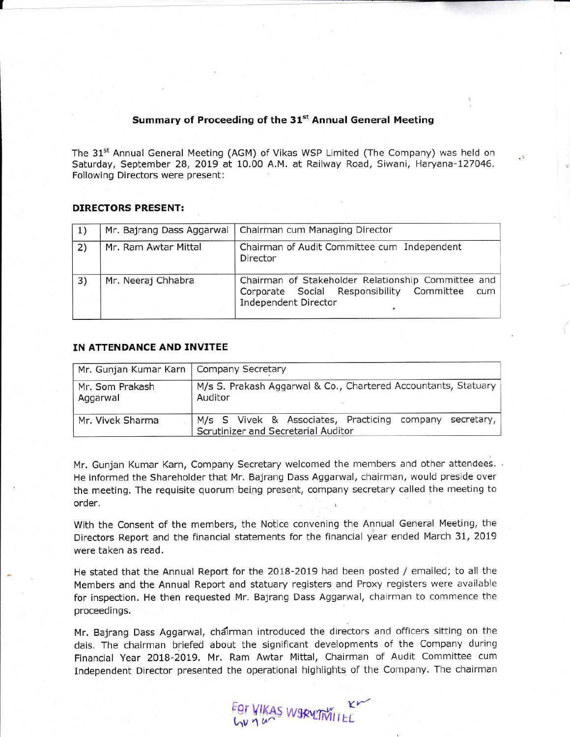## Summary of Proceeding of the 31st Annual General Meeting

The 31st Annual General Meeting (AGM) of Vikas WSP Limited (The Company) was held on Saturday, September 28, 2019 at 10.00 A.M. at Railway Road, Siwani, Haryana-127046. Following Directors were present:

### DIRECTORS PRESENT:

| | | |
|---|---|---|
| 1) | Mr. Bajrang Dass Aggarwal | Chairman cum Managing Director |
| 2) | Mr. Ram Awtar Mittal | Chairman of Audit Committee cum Independent Director |
| 3) | Mr. Neeraj Chhabra | Chairman of Stakeholder Relationship Committee and Corporate Social Responsibility Committee cum Independent Director |

### IN ATTENDANCE AND INVITEE

| | |
|---|---|
| Mr. Gunjan Kumar Karn | Company Secretary |
| Mr. Som Prakash Aggarwal | M/s S. Prakash Aggarwal & Co., Chartered Accountants, Statuary Auditor |
| Mr. Vivek Sharma | M/s S Vivek & Associates, Practicing company secretary, Scrutinizer and Secretarial Auditor |

Mr. Gunjan Kumar Karn, Company Secretary welcomed the members and other attendees. He informed the Shareholder that Mr. Bajrang Dass Aggarwal, chairman, would preside over the meeting. The requisite quorum being present, company secretary called the meeting to order.

With the Consent of the members, the Notice convening the Annual General Meeting, the Directors Report and the financial statements for the financial year ended March 31, 2019 were taken as read.

He stated that the Annual Report for the 2018-2019 had been posted / emailed; to all the Members and the Annual Report and statuary registers and Proxy registers were available for inspection. He then requested Mr. Bajrang Dass Aggarwal, chairman to commence the proceedings.

Mr. Bajrang Dass Aggarwal, chairman introduced the directors and officers sitting on the dais. The chairman briefed about the significant developments of the Company during Financial Year 2018-2019. Mr. Ram Awtar Mittal, Chairman of Audit Committee cum Independent Director presented the operational highlights of the Company. The chairman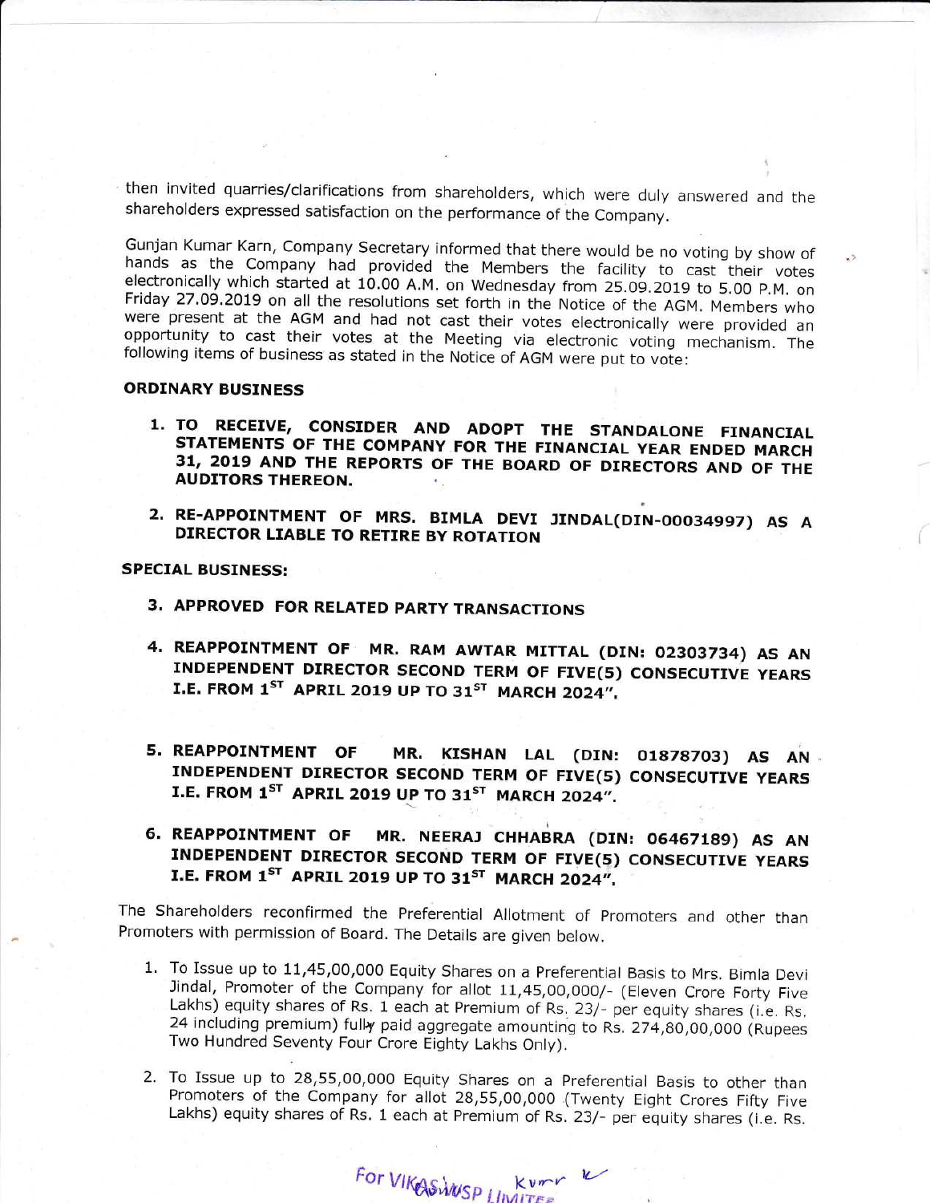then invited quarries/clarifications from shareholders, which were duly answered and the shareholders expressed satisfaction on the performance of the Company.

Gunjan Kumar Karn, Company Secretary informed that there would be no voting by show of hands as the Company had provided the Members the facility to cast their votes electronically which started at 10.00 A.M. on Wednesday from 25.09.2019 to 5.00 P.M. on Friday 27.09.2019 on all the resolutions set forth in the Notice of the AGM. Members who were present at the AGM and had not cast their votes electronically were provided an opportunity to cast their votes at the Meeting via electronic voting mechanism. The following items of business as stated in the Notice of AGM were put to vote:

**ORDINARY BUSINESS**

1. **TO RECEIVE, CONSIDER AND ADOPT THE STANDALONE FINANCIAL STATEMENTS OF THE COMPANY FOR THE FINANCIAL YEAR ENDED MARCH 31, 2019 AND THE REPORTS OF THE BOARD OF DIRECTORS AND OF THE AUDITORS THEREON.**

2. **RE-APPOINTMENT OF MRS. BIMLA DEVI JINDAL(DIN-00034997) AS A DIRECTOR LIABLE TO RETIRE BY ROTATION**

**SPECIAL BUSINESS:**

3. **APPROVED FOR RELATED PARTY TRANSACTIONS**

4. **REAPPOINTMENT OF MR. RAM AWTAR MITTAL (DIN: 02303734) AS AN INDEPENDENT DIRECTOR SECOND TERM OF FIVE(5) CONSECUTIVE YEARS I.E. FROM 1ST APRIL 2019 UP TO 31ST MARCH 2024".**

5. **REAPPOINTMENT OF MR. KISHAN LAL (DIN: 01878703) AS AN INDEPENDENT DIRECTOR SECOND TERM OF FIVE(5) CONSECUTIVE YEARS I.E. FROM 1ST APRIL 2019 UP TO 31ST MARCH 2024".**

6. **REAPPOINTMENT OF MR. NEERAJ CHHABRA (DIN: 06467189) AS AN INDEPENDENT DIRECTOR SECOND TERM OF FIVE(5) CONSECUTIVE YEARS I.E. FROM 1ST APRIL 2019 UP TO 31ST MARCH 2024".**

The Shareholders reconfirmed the Preferential Allotment of Promoters and other than Promoters with permission of Board. The Details are given below.

1. To Issue up to 11,45,00,000 Equity Shares on a Preferential Basis to Mrs. Bimla Devi Jindal, Promoter of the Company for allot 11,45,00,000/- (Eleven Crore Forty Five Lakhs) equity shares of Rs. 1 each at Premium of Rs. 23/- per equity shares (i.e. Rs. 24 including premium) fully paid aggregate amounting to Rs. 274,80,00,000 (Rupees Two Hundred Seventy Four Crore Eighty Lakhs Only).

2. To Issue up to 28,55,00,000 Equity Shares on a Preferential Basis to other than Promoters of the Company for allot 28,55,00,000 (Twenty Eight Crores Fifty Five Lakhs) equity shares of Rs. 1 each at Premium of Rs. 23/- per equity shares (i.e. Rs.

For VIKAS WSP LIMITED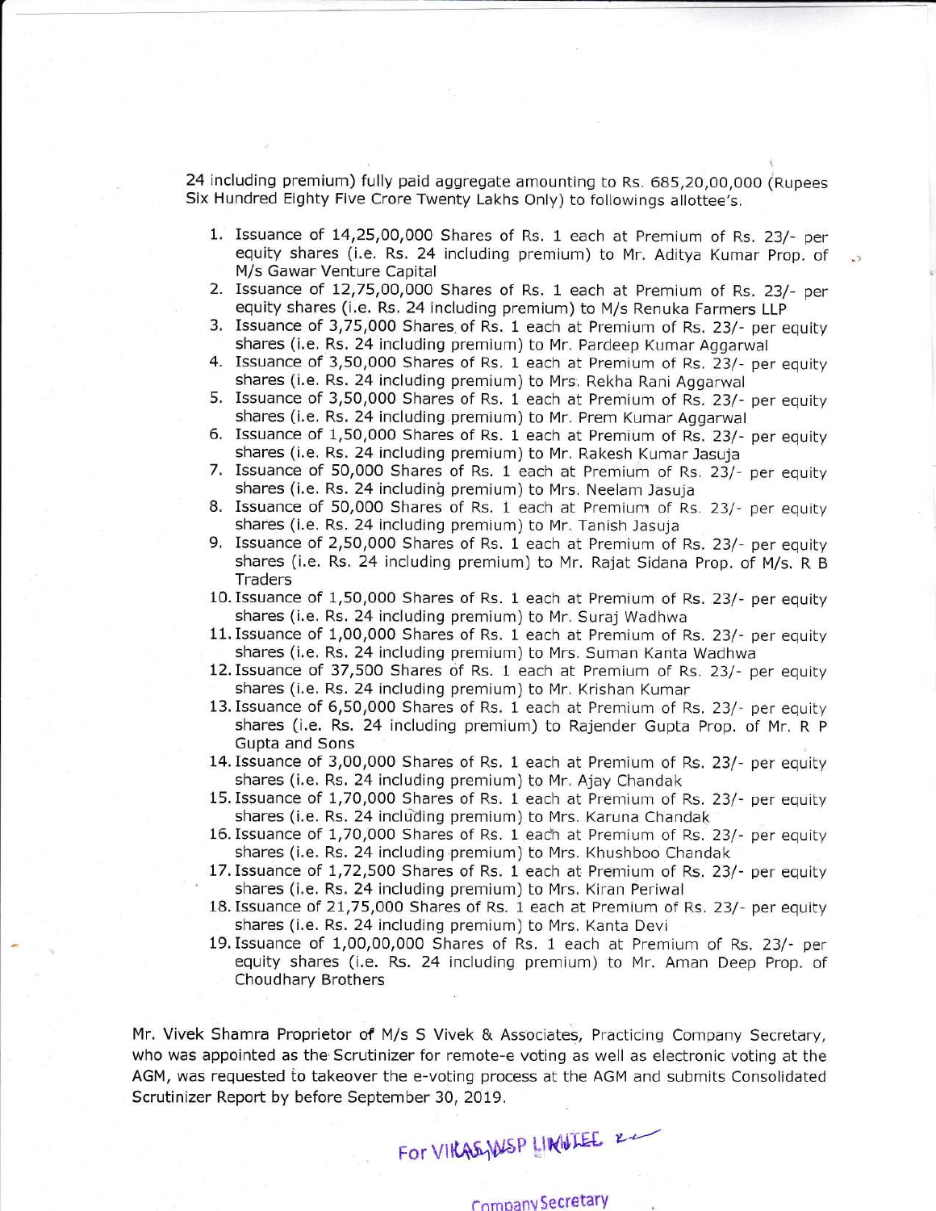24 including premium) fully paid aggregate amounting to Rs. 685,20,00,000 (Rupees Six Hundred Eighty Five Crore Twenty Lakhs Only) to followings allottee's.

1. Issuance of 14,25,00,000 Shares of Rs. 1 each at Premium of Rs. 23/- per equity shares (i.e. Rs. 24 including premium) to Mr. Aditya Kumar Prop. of M/s Gawar Venture Capital
2. Issuance of 12,75,00,000 Shares of Rs. 1 each at Premium of Rs. 23/- per equity shares (i.e. Rs. 24 including premium) to M/s Renuka Farmers LLP
3. Issuance of 3,75,000 Shares of Rs. 1 each at Premium of Rs. 23/- per equity shares (i.e. Rs. 24 including premium) to Mr. Pardeep Kumar Aggarwal
4. Issuance of 3,50,000 Shares of Rs. 1 each at Premium of Rs. 23/- per equity shares (i.e. Rs. 24 including premium) to Mrs. Rekha Rani Aggarwal
5. Issuance of 3,50,000 Shares of Rs. 1 each at Premium of Rs. 23/- per equity shares (i.e. Rs. 24 including premium) to Mr. Prem Kumar Aggarwal
6. Issuance of 1,50,000 Shares of Rs. 1 each at Premium of Rs. 23/- per equity shares (i.e. Rs. 24 including premium) to Mr. Rakesh Kumar Jasuja
7. Issuance of 50,000 Shares of Rs. 1 each at Premium of Rs. 23/- per equity shares (i.e. Rs. 24 including premium) to Mrs. Neelam Jasuja
8. Issuance of 50,000 Shares of Rs. 1 each at Premium of Rs. 23/- per equity shares (i.e. Rs. 24 including premium) to Mr. Tanish Jasuja
9. Issuance of 2,50,000 Shares of Rs. 1 each at Premium of Rs. 23/- per equity shares (i.e. Rs. 24 including premium) to Mr. Rajat Sidana Prop. of M/s. R B Traders
10. Issuance of 1,50,000 Shares of Rs. 1 each at Premium of Rs. 23/- per equity shares (i.e. Rs. 24 including premium) to Mr. Suraj Wadhwa
11. Issuance of 1,00,000 Shares of Rs. 1 each at Premium of Rs. 23/- per equity shares (i.e. Rs. 24 including premium) to Mrs. Suman Kanta Wadhwa
12. Issuance of 37,500 Shares of Rs. 1 each at Premium of Rs. 23/- per equity shares (i.e. Rs. 24 including premium) to Mr. Krishan Kumar
13. Issuance of 6,50,000 Shares of Rs. 1 each at Premium of Rs. 23/- per equity shares (i.e. Rs. 24 including premium) to Rajender Gupta Prop. of Mr. R P Gupta and Sons
14. Issuance of 3,00,000 Shares of Rs. 1 each at Premium of Rs. 23/- per equity shares (i.e. Rs. 24 including premium) to Mr. Ajay Chandak
15. Issuance of 1,70,000 Shares of Rs. 1 each at Premium of Rs. 23/- per equity shares (i.e. Rs. 24 including premium) to Mrs. Karuna Chandak
16. Issuance of 1,70,000 Shares of Rs. 1 each at Premium of Rs. 23/- per equity shares (i.e. Rs. 24 including premium) to Mrs. Khushboo Chandak
17. Issuance of 1,72,500 Shares of Rs. 1 each at Premium of Rs. 23/- per equity shares (i.e. Rs. 24 including premium) to Mrs. Kiran Periwal
18. Issuance of 21,75,000 Shares of Rs. 1 each at Premium of Rs. 23/- per equity shares (i.e. Rs. 24 including premium) to Mrs. Kanta Devi
19. Issuance of 1,00,00,000 Shares of Rs. 1 each at Premium of Rs. 23/- per equity shares (i.e. Rs. 24 including premium) to Mr. Aman Deep Prop. of Choudhary Brothers

Mr. Vivek Shamra Proprietor of M/s S Vivek & Associates, Practicing Company Secretary, who was appointed as the Scrutinizer for remote-e voting as well as electronic voting at the AGM, was requested to takeover the e-voting process at the AGM and submits Consolidated Scrutinizer Report by before September 30, 2019.

For VIKAS WSP LIMITED

Company Secretary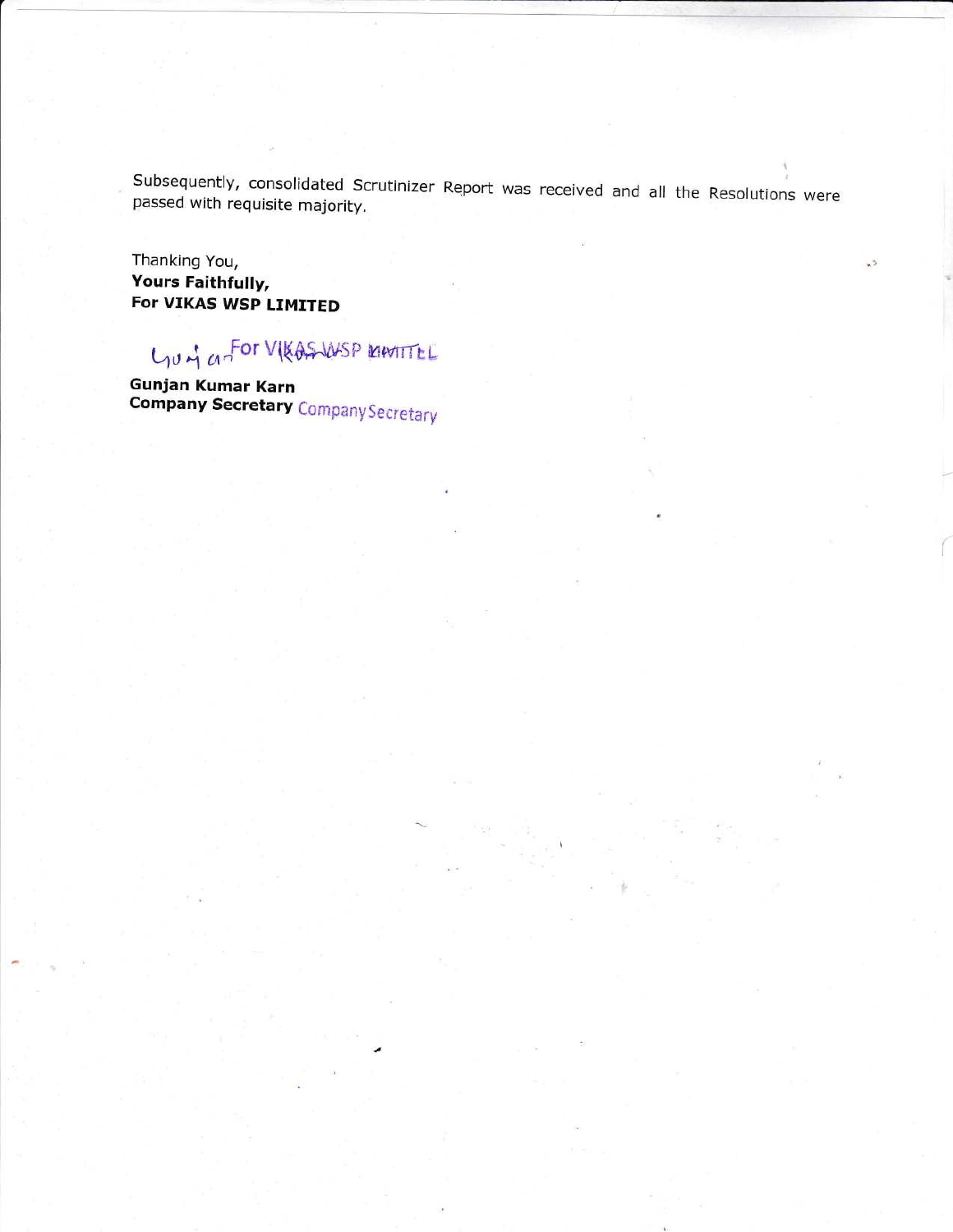Subsequently, consolidated Scrutinizer Report was received and all the Resolutions were passed with requisite majority.

Thanking You,

**Yours Faithfully,**

**For VIKAS WSP LIMITED**

For VIKAS WSP LIMITED

**Gunjan Kumar Karn**

**Company Secretary** Company Secretary